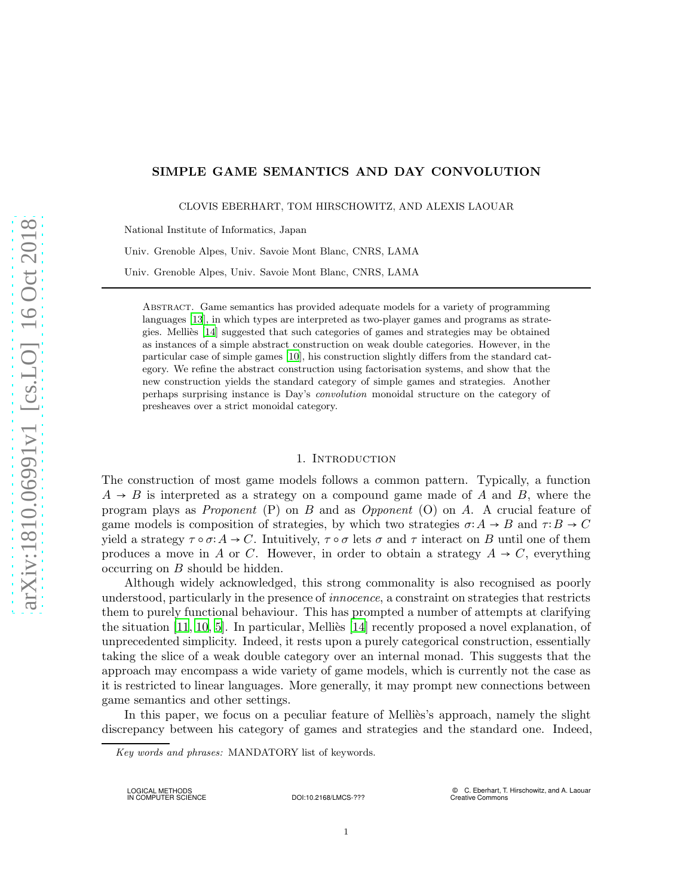# SIMPLE GAME SEMANTICS AND DAY CONVOLUTION

CLOVIS EBERHART, TOM HIRSCHOWITZ, AND ALEXIS LAOUAR

National Institute of Informatics, Japan

Univ. Grenoble Alpes, Univ. Savoie Mont Blanc, CNRS, LAMA

Univ. Grenoble Alpes, Univ. Savoie Mont Blanc, CNRS, LAMA

Abstract. Game semantics has provided adequate models for a variety of programming languages [13], in which types are interpreted as two-player games and programs as strategies. Melliès [14] suggested that such categories of games and strategies may be obtained as instances of a simple abstract construction on weak double categories. However, in the particular case of simple games [10], his construction slightly differs from the standard category. We refine the abstract construction using factorisation systems, and show that the new construction yields the standard category of simple games and strategies. Another perhaps surprising instance is Day's *convolution* monoidal structure on the category of presheaves over a strict monoidal category.

## 1. Introduction

The construction of most game models follows a common pattern. Typically, a function $A \to B$ is interpreted as a strategy on a compound game made of $A$ and $B$, where the program plays as *Proponent* (P) on $B$ and as *Opponent* (O) on $A$. A crucial feature of game models is composition of strategies, by which two strategies $\sigma: A \to B$ and $\tau: B \to C$ yield a strategy $\tau \circ \sigma: A \to C$. Intuitively, $\tau \circ \sigma$ lets $\sigma$ and $\tau$ interact on $B$ until one of them produces a move in $A$ or $C$. However, in order to obtain a strategy $A \to C$, everything occurring on $B$ should be hidden.

Although widely acknowledged, this strong commonality is also recognised as poorly understood, particularly in the presence of *innocence*, a constraint on strategies that restricts them to purely functional behaviour. This has prompted a number of attempts at clarifying the situation [11, 10, 5]. In particular, Melliès [14] recently proposed a novel explanation, of unprecedented simplicity. Indeed, it rests upon a purely categorical construction, essentially taking the slice of a weak double category over an internal monad. This suggests that the approach may encompass a wide variety of game models, which is currently not the case as it is restricted to linear languages. More generally, it may prompt new connections between game semantics and other settings.

In this paper, we focus on a peculiar feature of Melliès's approach, namely the slight discrepancy between his category of games and strategies and the standard one. Indeed,

*Key words and phrases:* MANDATORY list of keywords.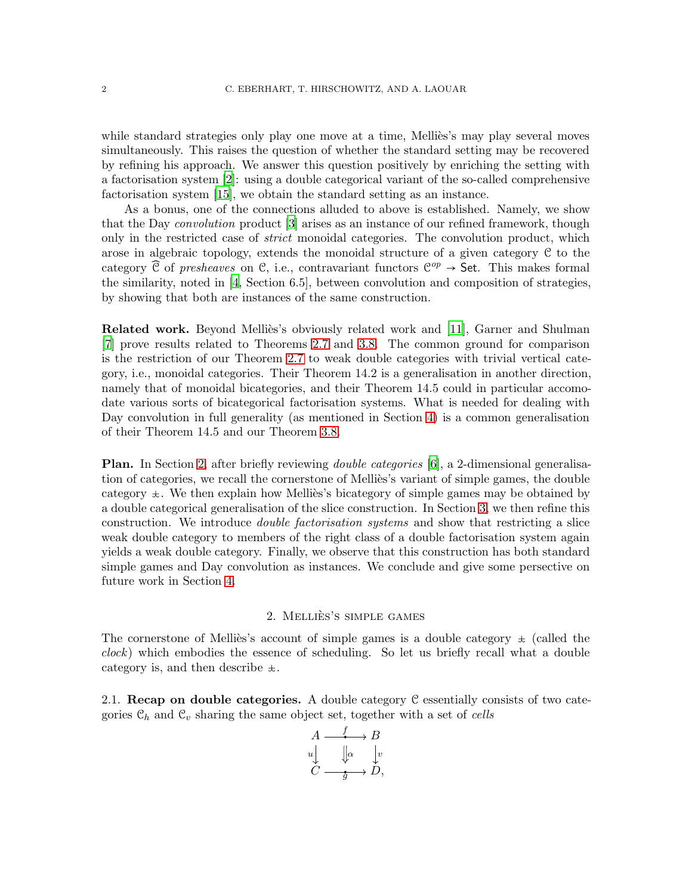while standard strategies only play one move at a time, Melliès's may play several moves simultaneously. This raises the question of whether the standard setting may be recovered by refining his approach. We answer this question positively by enriching the setting with a factorisation system [2]: using a double categorical variant of the so-called comprehensive factorisation system [15], we obtain the standard setting as an instance.

As a bonus, one of the connections alluded to above is established. Namely, we show that the Day *convolution* product [3] arises as an instance of our refined framework, though only in the restricted case of *strict* monoidal categories. The convolution product, which arose in algebraic topology, extends the monoidal structure of a given category $\mathcal{C}$ to the category $\widehat{\mathcal{C}}$ of *presheaves* on $\mathcal{C}$, i.e., contravariant functors $\mathcal{C}^{op} \to \mathsf{Set}$. This makes formal the similarity, noted in [4, Section 6.5], between convolution and composition of strategies, by showing that both are instances of the same construction.

**Related work.** Beyond Melliès's obviously related work and [11], Garner and Shulman [7] prove results related to Theorems 2.7 and 3.8. The common ground for comparison is the restriction of our Theorem 2.7 to weak double categories with trivial vertical category, i.e., monoidal categories. Their Theorem 14.2 is a generalisation in another direction, namely that of monoidal bicategories, and their Theorem 14.5 could in particular accomodate various sorts of bicategorical factorisation systems. What is needed for dealing with Day convolution in full generality (as mentioned in Section 4) is a common generalisation of their Theorem 14.5 and our Theorem 3.8.

**Plan.** In Section 2, after briefly reviewing *double categories* [6], a 2-dimensional generalisation of categories, we recall the cornerstone of Melliès's variant of simple games, the double category $\pm$. We then explain how Melliès's bicategory of simple games may be obtained by a double categorical generalisation of the slice construction. In Section 3, we then refine this construction. We introduce *double factorisation systems* and show that restricting a slice weak double category to members of the right class of a double factorisation system again yields a weak double category. Finally, we observe that this construction has both standard simple games and Day convolution as instances. We conclude and give some persective on future work in Section 4.

## 2. Melliès's simple games

The cornerstone of Melliès's account of simple games is a double category $\pm$ (called the *clock*) which embodies the essence of scheduling. So let us briefly recall what a double category is, and then describe $\pm$.

2.1. **Recap on double categories.** A double category $\mathcal{C}$ essentially consists of two categories $\mathcal{C}_h$ and $\mathcal{C}_v$ sharing the same object set, together with a set of *cells*

$$\begin{array}{ccc} A & \xrightarrow{f} & B \\ {\scriptstyle u}\downarrow & \Downarrow{\scriptstyle \alpha} & \downarrow{\scriptstyle v} \\ C & \xrightarrow[g]{} & D, \end{array}$$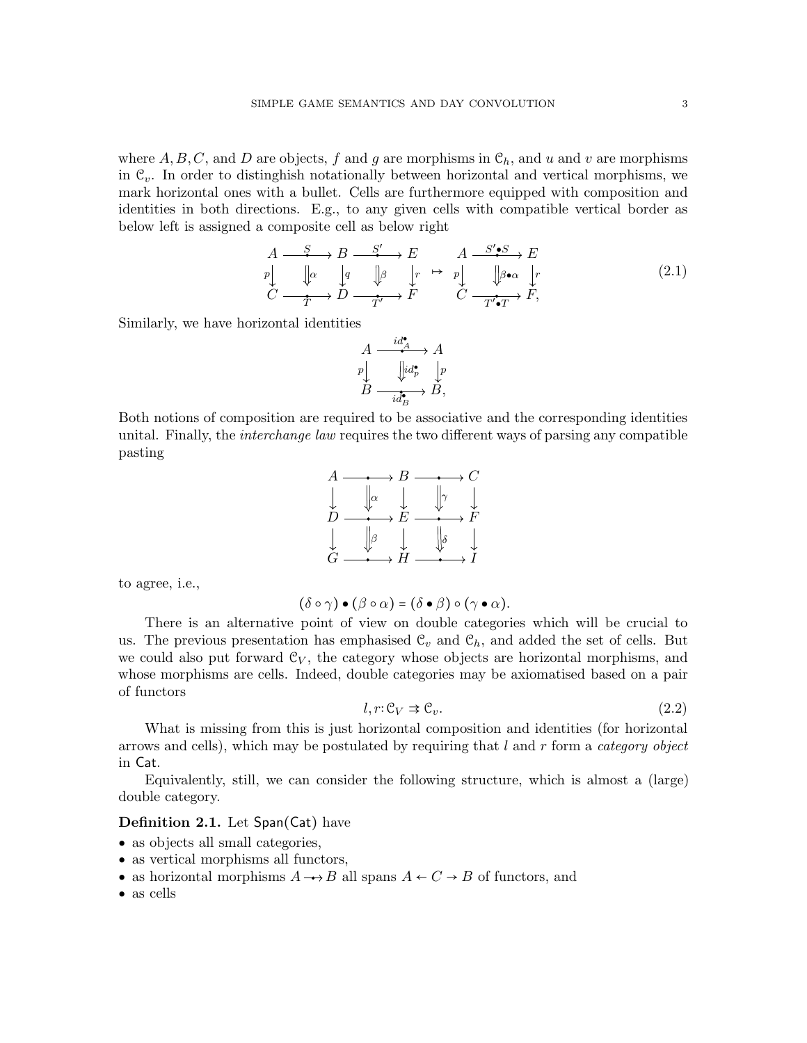where $A, B, C$, and $D$ are objects, $f$ and $g$ are morphisms in $\mathcal{C}_h$, and $u$ and $v$ are morphisms in $\mathcal{C}_v$. In order to distinghish notationally between horizontal and vertical morphisms, we mark horizontal ones with a bullet. Cells are furthermore equipped with composition and identities in both directions. E.g., to any given cells with compatible vertical border as below left is assigned a composite cell as below right

$$\begin{array}{ccccc} A & \xrightarrow{S} & B & \xrightarrow{S'} & E \\ {\scriptstyle p}\downarrow & \Downarrow\alpha & \downarrow{\scriptstyle q} & \Downarrow\beta & \downarrow{\scriptstyle r} \\ C & \xrightarrow[T]{} & D & \xrightarrow[T']{} & F \end{array} \quad \mapsto \quad \begin{array}{ccc} A & \xrightarrow{S' \bullet S} & E \\ {\scriptstyle p}\downarrow & \Downarrow \beta\bullet\alpha & \downarrow{\scriptstyle r} \\ C & \xrightarrow[T' \bullet T]{} & F, \end{array} \tag{2.1}$$

Similarly, we have horizontal identities

$$\begin{array}{ccc} A & \xrightarrow{id^{\bullet}_A} & A \\ {\scriptstyle p}\downarrow & \Downarrow id^{\bullet}_p & \downarrow{\scriptstyle p} \\ B & \xrightarrow[id^{\bullet}_B]{} & B, \end{array}$$

Both notions of composition are required to be associative and the corresponding identities unital. Finally, the *interchange law* requires the two different ways of parsing any compatible pasting

$$\begin{array}{ccccc} A & \longrightarrow & B & \longrightarrow & C \\ \downarrow & \Downarrow\alpha & \downarrow & \Downarrow\gamma & \downarrow \\ D & \longrightarrow & E & \longrightarrow & F \\ \downarrow & \Downarrow\beta & \downarrow & \Downarrow\delta & \downarrow \\ G & \longrightarrow & H & \longrightarrow & I \end{array}$$

to agree, i.e.,

$$(\delta \circ \gamma) \bullet (\beta \circ \alpha) = (\delta \bullet \beta) \circ (\gamma \bullet \alpha).$$

There is an alternative point of view on double categories which will be crucial to us. The previous presentation has emphasised $\mathcal{C}_v$ and $\mathcal{C}_h$, and added the set of cells. But we could also put forward $\mathcal{C}_V$, the category whose objects are horizontal morphisms, and whose morphisms are cells. Indeed, double categories may be axiomatised based on a pair of functors

$$l, r \colon \mathcal{C}_V \rightrightarrows \mathcal{C}_v. \tag{2.2}$$

What is missing from this is just horizontal composition and identities (for horizontal arrows and cells), which may be postulated by requiring that $l$ and $r$ form a *category object* in $\mathsf{Cat}$.

Equivalently, still, we can consider the following structure, which is almost a (large) double category.

**Definition 2.1.** Let $\mathsf{Span}(\mathsf{Cat})$ have

- as objects all small categories,
- as vertical morphisms all functors,
- as horizontal morphisms $A \rightarrow\!\!\!\!\!\bullet\;\; B$ all spans $A \leftarrow C \rightarrow B$ of functors, and
- as cells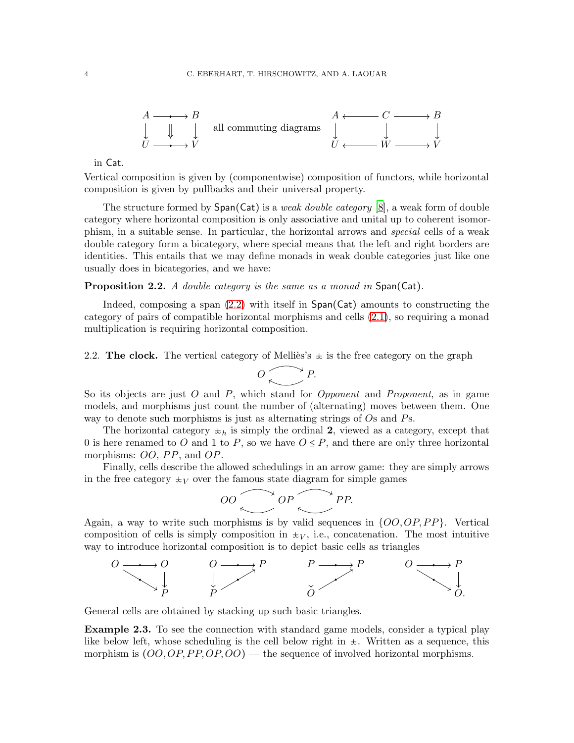$$
\begin{array}{ccc}
A & \xrightarrow{\bullet} & B \\
\downarrow & \Downarrow & \downarrow \\
U & \xrightarrow{\bullet} & V
\end{array}
\qquad \text{all commuting diagrams} \qquad
\begin{array}{ccccc}
A & \longleftarrow & C & \longrightarrow & B \\
\downarrow & & \downarrow & & \downarrow \\
U & \longleftarrow & W & \longrightarrow & V
\end{array}
$$

in $\mathsf{Cat}$.

Vertical composition is given by (componentwise) composition of functors, while horizontal composition is given by pullbacks and their universal property.

The structure formed by $\mathsf{Span}(\mathsf{Cat})$ is a *weak double category* [8], a weak form of double category where horizontal composition is only associative and unital up to coherent isomorphism, in a suitable sense. In particular, the horizontal arrows and *special* cells of a weak double category form a bicategory, where special means that the left and right borders are identities. This entails that we may define monads in weak double categories just like one usually does in bicategories, and we have:

**Proposition 2.2.** *A double category is the same as a monad in* $\mathsf{Span}(\mathsf{Cat})$*.*

Indeed, composing a span (2.2) with itself in $\mathsf{Span}(\mathsf{Cat})$ amounts to constructing the category of pairs of compatible horizontal morphisms and cells (2.1), so requiring a monad multiplication is requiring horizontal composition.

2.2. **The clock.** The vertical category of Melliès's $\pm$ is the free category on the graph

$$O \rightleftarrows P.$$

So its objects are just $O$ and $P$, which stand for *Opponent* and *Proponent*, as in game models, and morphisms just count the number of (alternating) moves between them. One way to denote such morphisms is just as alternating strings of $O$s and $P$s.

The horizontal category $\pm_h$ is simply the ordinal $\mathbf{2}$, viewed as a category, except that 0 is here renamed to $O$ and 1 to $P$, so we have $O \leq P$, and there are only three horizontal morphisms: $OO$, $PP$, and $OP$.

Finally, cells describe the allowed schedulings in an arrow game: they are simply arrows in the free category $\pm_V$ over the famous state diagram for simple games

$$OO \rightleftarrows OP \rightleftarrows PP.$$

Again, a way to write such morphisms is by valid sequences in $\{OO, OP, PP\}$. Vertical composition of cells is simply composition in $\pm_V$, i.e., concatenation. The most intuitive way to introduce horizontal composition is to depict basic cells as triangles

$$
\begin{array}{ccc}
O & \xrightarrow{\bullet} & O \\
 & \searrow^{\bullet} & \downarrow \\
 & & P
\end{array}
\qquad
\begin{array}{ccc}
O & \xrightarrow{\bullet} & P \\
\downarrow & \nearrow^{\bullet} & \\
P & &
\end{array}
\qquad
\begin{array}{ccc}
P & \xrightarrow{\bullet} & P \\
\downarrow & \nearrow^{\bullet} & \\
O & &
\end{array}
\qquad
\begin{array}{ccc}
O & \xrightarrow{\bullet} & P \\
 & \searrow^{\bullet} & \downarrow \\
 & & O.
\end{array}
$$

General cells are obtained by stacking up such basic triangles.

**Example 2.3.** To see the connection with standard game models, consider a typical play like below left, whose scheduling is the cell below right in $\pm$. Written as a sequence, this morphism is $(OO, OP, PP, OP, OO)$ — the sequence of involved horizontal morphisms.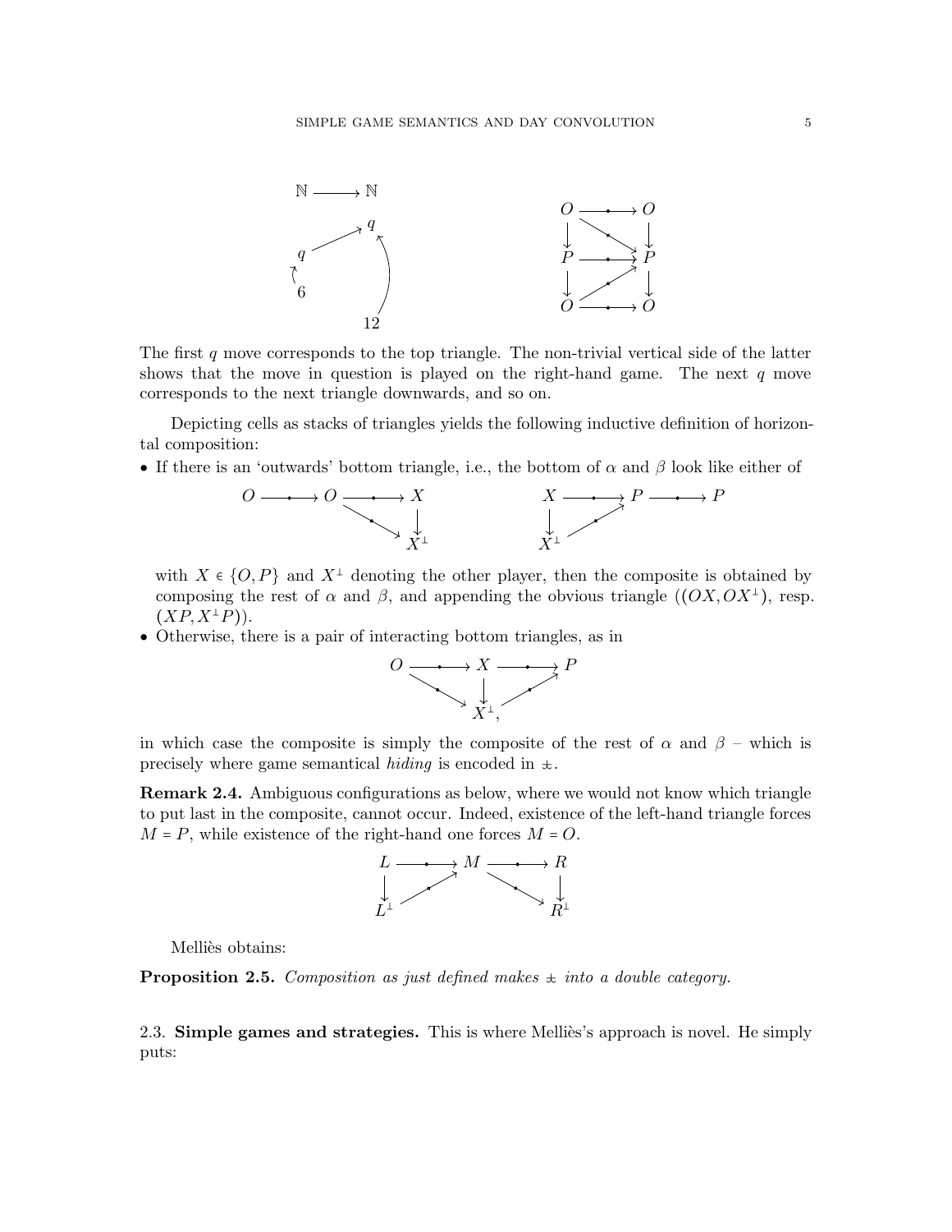$$
\begin{array}{ccc}
\mathbb{N} & \longrightarrow & \mathbb{N}
\end{array}
$$

$$
\begin{array}{ccc}
O & \longrightarrow & O \\
\downarrow & \searrow & \downarrow \\
P & \longrightarrow & P \\
\downarrow & \nearrow & \downarrow \\
O & \longrightarrow & O
\end{array}
$$

The first $q$ move corresponds to the top triangle. The non-trivial vertical side of the latter shows that the move in question is played on the right-hand game. The next $q$ move corresponds to the next triangle downwards, and so on.

Depicting cells as stacks of triangles yields the following inductive definition of horizontal composition:

- If there is an 'outwards' bottom triangle, i.e., the bottom of $\alpha$ and $\beta$ look like either of

$$
O \longrightarrow O \longrightarrow X, \quad O \searrow X^{\perp}, \quad X \downarrow X^{\perp} \qquad\qquad X \longrightarrow P \longrightarrow P, \quad X \downarrow X^{\perp}, \quad X^{\perp} \nearrow P
$$

  with $X \in \{O, P\}$ and $X^{\perp}$ denoting the other player, then the composite is obtained by composing the rest of $\alpha$ and $\beta$, and appending the obvious triangle $((OX, OX^{\perp})$, resp. $(XP, X^{\perp}P))$.
- Otherwise, there is a pair of interacting bottom triangles, as in

$$
O \longrightarrow X \longrightarrow P, \quad O \searrow X^{\perp}, \quad X \downarrow X^{\perp}, \quad X^{\perp} \nearrow P,
$$

in which case the composite is simply the composite of the rest of $\alpha$ and $\beta$ – which is precisely where game semantical *hiding* is encoded in $\pm$.

**Remark 2.4.** Ambiguous configurations as below, where we would not know which triangle to put last in the composite, cannot occur. Indeed, existence of the left-hand triangle forces $M = P$, while existence of the right-hand one forces $M = O$.

$$
L \longrightarrow M \longrightarrow R, \quad L \downarrow L^{\perp}, \quad L^{\perp} \nearrow M, \quad M \searrow R^{\perp}, \quad R \downarrow R^{\perp}
$$

Melliès obtains:

**Proposition 2.5.** *Composition as just defined makes $\pm$ into a double category.*

## 2.3. **Simple games and strategies.**

This is where Melliès's approach is novel. He simply puts: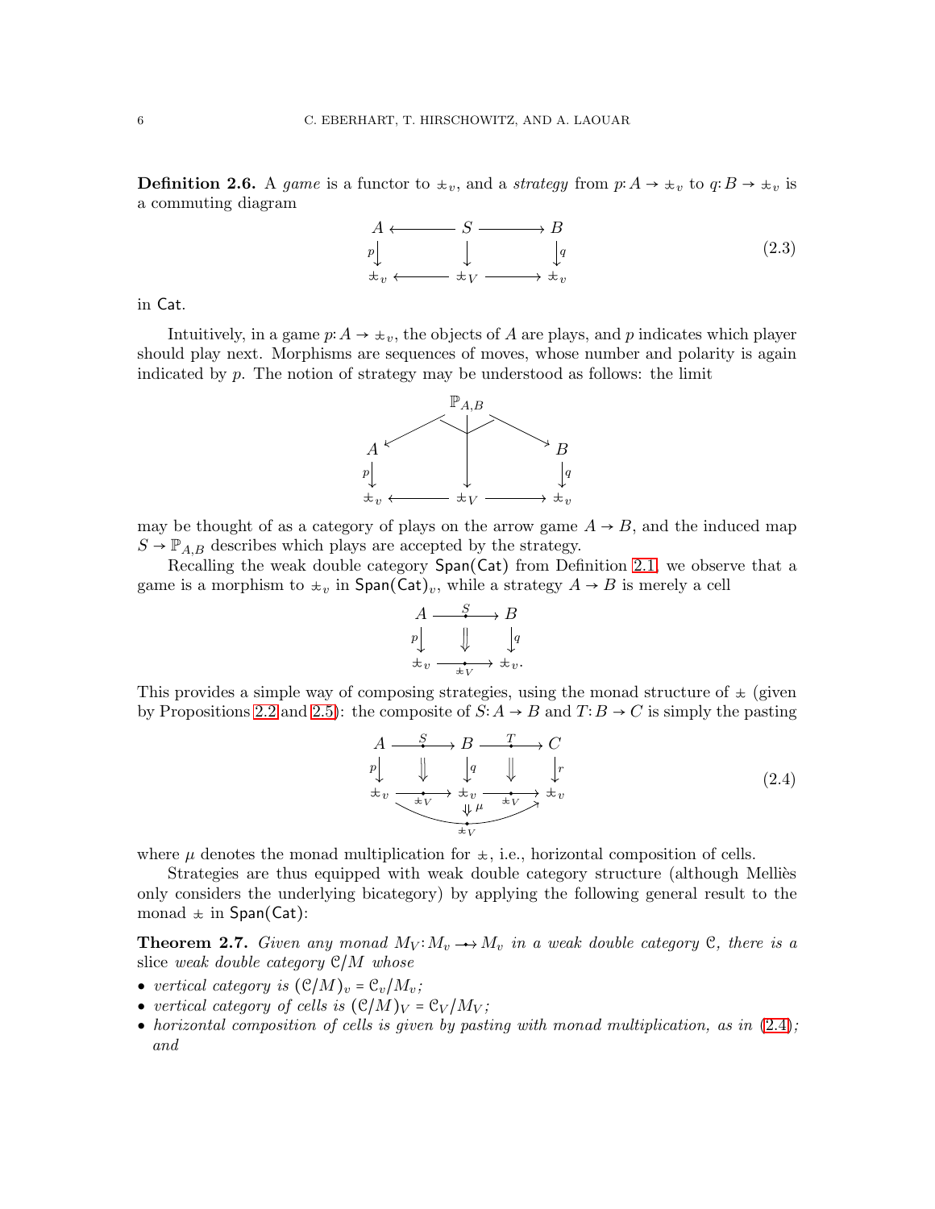**Definition 2.6.** A *game* is a functor to $\pm_v$, and a *strategy* from $p: A \to \pm_v$ to $q: B \to \pm_v$ is a commuting diagram

$$\begin{array}{ccccc} A & \longleftarrow & S & \longrightarrow & B \\ {\scriptstyle p}\downarrow & & \downarrow & & \downarrow{\scriptstyle q} \\ \pm_v & \longleftarrow & \pm_V & \longrightarrow & \pm_v \end{array} \tag{2.3}$$

in $\mathsf{Cat}$.

Intuitively, in a game $p: A \to \pm_v$, the objects of $A$ are plays, and $p$ indicates which player should play next. Morphisms are sequences of moves, whose number and polarity is again indicated by $p$. The notion of strategy may be understood as follows: the limit

$$\begin{array}{ccccc} & & \mathbb{P}_{A,B} & & \\ & \swarrow & \downarrow & \searrow & \\ A & & & & B \\ {\scriptstyle p}\downarrow & & \downarrow & & \downarrow{\scriptstyle q} \\ \pm_v & \longleftarrow & \pm_V & \longrightarrow & \pm_v \end{array}$$

may be thought of as a category of plays on the arrow game $A \to B$, and the induced map $S \to \mathbb{P}_{A,B}$ describes which plays are accepted by the strategy.

Recalling the weak double category $\mathsf{Span}(\mathsf{Cat})$ from Definition 2.1, we observe that a game is a morphism to $\pm_v$ in $\mathsf{Span}(\mathsf{Cat})_v$, while a strategy $A \to B$ is merely a cell

$$\begin{array}{ccc} A & \xrightarrow{\ S\ } & B \\ {\scriptstyle p}\downarrow & \Downarrow & \downarrow{\scriptstyle q} \\ \pm_v & \xrightarrow[\pm_V]{} & \pm_v. \end{array}$$

This provides a simple way of composing strategies, using the monad structure of $\pm$ (given by Propositions 2.2 and 2.5): the composite of $S: A \to B$ and $T: B \to C$ is simply the pasting

$$\begin{array}{ccccc} A & \xrightarrow{\ S\ } & B & \xrightarrow{\ T\ } & C \\ {\scriptstyle p}\downarrow & \Downarrow & \downarrow{\scriptstyle q} & \Downarrow & \downarrow{\scriptstyle r} \\ \pm_v & \xrightarrow[\pm_V]{} & \pm_v & \xrightarrow[\pm_V]{} & \pm_v \\ & & \Downarrow \mu & & \\ & & \pm_V & & \end{array} \tag{2.4}$$

where $\mu$ denotes the monad multiplication for $\pm$, i.e., horizontal composition of cells.

Strategies are thus equipped with weak double category structure (although Melliès only considers the underlying bicategory) by applying the following general result to the monad $\pm$ in $\mathsf{Span}(\mathsf{Cat})$:

**Theorem 2.7.** *Given any monad $M_V: M_v \nrightarrow M_v$ in a weak double category $\mathcal{C}$, there is a* slice *weak double category $\mathcal{C}/M$ whose*

- *vertical category is $(\mathcal{C}/M)_v = \mathcal{C}_v/M_v$;*
- *vertical category of cells is $(\mathcal{C}/M)_V = \mathcal{C}_V/M_V$;*
- *horizontal composition of cells is given by pasting with monad multiplication, as in (2.4); and*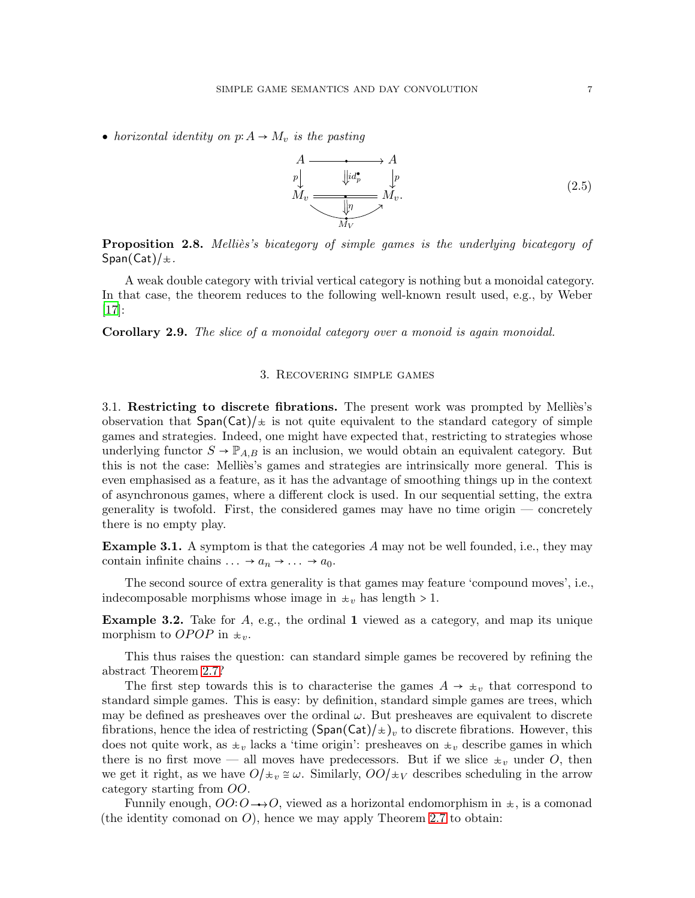- *horizontal identity on $p: A \to M_v$ is the pasting*

$$\begin{array}{ccc} A & \xrightarrow{\quad \bullet \quad} & A \\ {\scriptstyle p}\downarrow & \Downarrow id^{\bullet}_{p} & \downarrow{\scriptstyle p} \\ M_v & \overset{\bullet}{=\!=\!=} & M_v. \\ & \Downarrow \eta & \\ & \underset{M_V}{\smile} & \end{array} \tag{2.5}$$

**Proposition 2.8.** *Melliès's bicategory of simple games is the underlying bicategory of* $\mathsf{Span}(\mathsf{Cat})/\pm$.

A weak double category with trivial vertical category is nothing but a monoidal category. In that case, the theorem reduces to the following well-known result used, e.g., by Weber [17]:

**Corollary 2.9.** *The slice of a monoidal category over a monoid is again monoidal.*

## 3. Recovering simple games

3.1. **Restricting to discrete fibrations.** The present work was prompted by Melliès's observation that $\mathsf{Span}(\mathsf{Cat})/\pm$ is not quite equivalent to the standard category of simple games and strategies. Indeed, one might have expected that, restricting to strategies whose underlying functor $S \to \mathbb{P}_{A,B}$ is an inclusion, we would obtain an equivalent category. But this is not the case: Melliès's games and strategies are intrinsically more general. This is even emphasised as a feature, as it has the advantage of smoothing things up in the context of asynchronous games, where a different clock is used. In our sequential setting, the extra generality is twofold. First, the considered games may have no time origin — concretely there is no empty play.

**Example 3.1.** A symptom is that the categories $A$ may not be well founded, i.e., they may contain infinite chains $\ldots \to a_n \to \ldots \to a_0$.

The second source of extra generality is that games may feature 'compound moves', i.e., indecomposable morphisms whose image in $\pm_v$ has length $> 1$.

**Example 3.2.** Take for $A$, e.g., the ordinal $\mathbf{1}$ viewed as a category, and map its unique morphism to $OPOP$ in $\pm_v$.

This thus raises the question: can standard simple games be recovered by refining the abstract Theorem 2.7?

The first step towards this is to characterise the games $A \to \pm_v$ that correspond to standard simple games. This is easy: by definition, standard simple games are trees, which may be defined as presheaves over the ordinal $\omega$. But presheaves are equivalent to discrete fibrations, hence the idea of restricting $(\mathsf{Span}(\mathsf{Cat})/\pm)_v$ to discrete fibrations. However, this does not quite work, as $\pm_v$ lacks a 'time origin': presheaves on $\pm_v$ describe games in which there is no first move — all moves have predecessors. But if we slice $\pm_v$ under $O$, then we get it right, as we have $O/\pm_v \cong \omega$. Similarly, $OO/\pm_V$ describes scheduling in the arrow category starting from $OO$.

Funnily enough, $OO: O \rightarrow\!\!\!\!\!\!\!\bullet\;\, O$, viewed as a horizontal endomorphism in $\pm$, is a comonad (the identity comonad on $O$), hence we may apply Theorem 2.7 to obtain: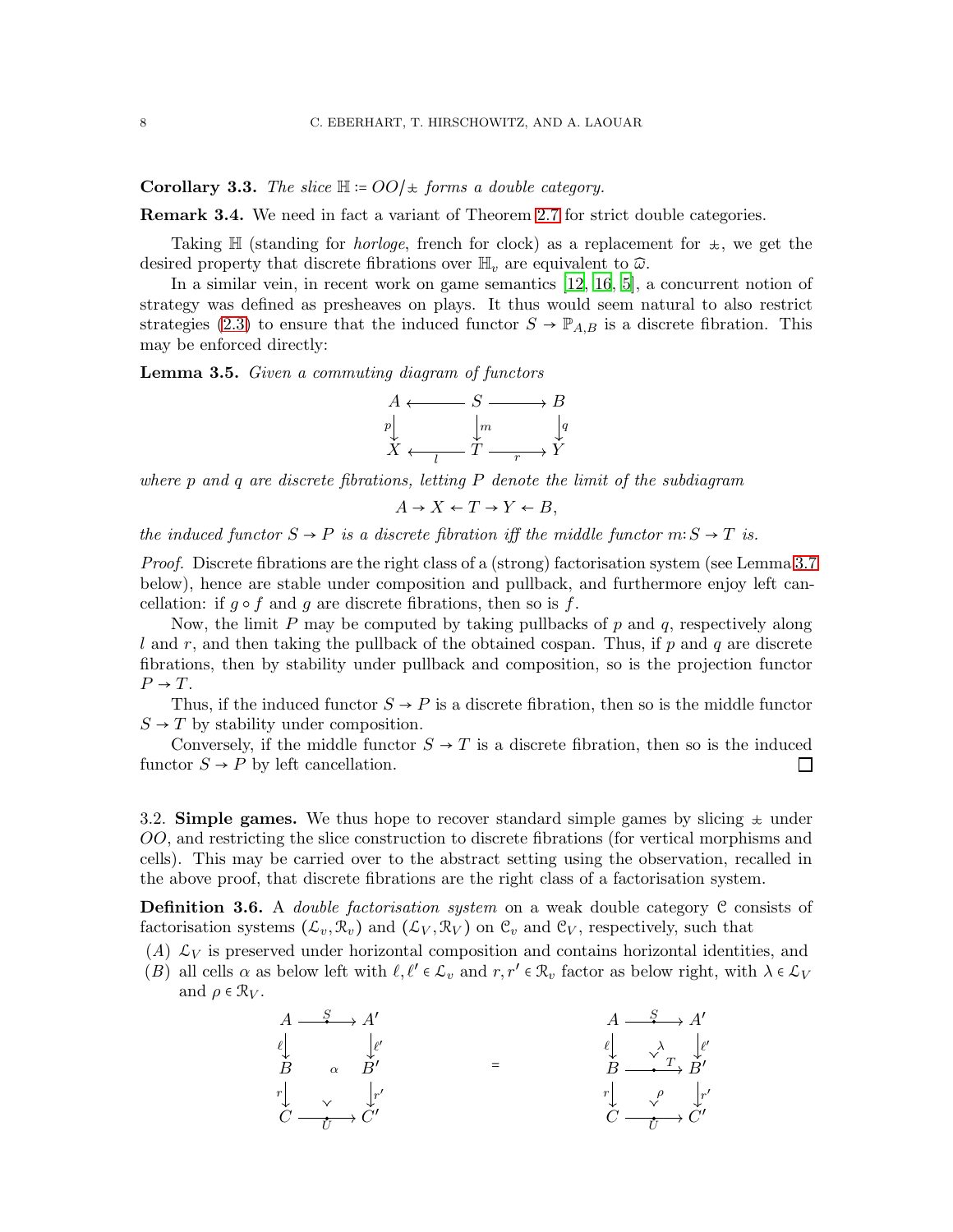**Corollary 3.3.** *The slice $\mathbb{H} := OO/\pm$ forms a double category.*

**Remark 3.4.** We need in fact a variant of Theorem 2.7 for strict double categories.

Taking $\mathbb{H}$ (standing for *horloge*, french for clock) as a replacement for $\pm$, we get the desired property that discrete fibrations over $\mathbb{H}_v$ are equivalent to $\widehat{\omega}$.

In a similar vein, in recent work on game semantics [12, 16, 5], a concurrent notion of strategy was defined as presheaves on plays. It thus would seem natural to also restrict strategies (2.3) to ensure that the induced functor $S \to \mathbb{P}_{A,B}$ is a discrete fibration. This may be enforced directly:

**Lemma 3.5.** *Given a commuting diagram of functors*

$$\begin{array}{ccccc} A & \longleftarrow & S & \longrightarrow & B \\ {\scriptstyle p}\downarrow & & \downarrow{\scriptstyle m} & & \downarrow{\scriptstyle q} \\ X & \underset{l}{\longleftarrow} & T & \underset{r}{\longrightarrow} & Y \end{array}$$

*where $p$ and $q$ are discrete fibrations, letting $P$ denote the limit of the subdiagram*

$$A \to X \leftarrow T \to Y \leftarrow B,$$

*the induced functor $S \to P$ is a discrete fibration iff the middle functor $m: S \to T$ is.*

*Proof.* Discrete fibrations are the right class of a (strong) factorisation system (see Lemma 3.7 below), hence are stable under composition and pullback, and furthermore enjoy left cancellation: if $g \circ f$ and $g$ are discrete fibrations, then so is $f$.

Now, the limit $P$ may be computed by taking pullbacks of $p$ and $q$, respectively along $l$ and $r$, and then taking the pullback of the obtained cospan. Thus, if $p$ and $q$ are discrete fibrations, then by stability under pullback and composition, so is the projection functor $P \to T$.

Thus, if the induced functor $S \to P$ is a discrete fibration, then so is the middle functor $S \to T$ by stability under composition.

Conversely, if the middle functor $S \to T$ is a discrete fibration, then so is the induced functor $S \to P$ by left cancellation. □

### 3.2. Simple games.

We thus hope to recover standard simple games by slicing $\pm$ under $OO$, and restricting the slice construction to discrete fibrations (for vertical morphisms and cells). This may be carried over to the abstract setting using the observation, recalled in the above proof, that discrete fibrations are the right class of a factorisation system.

**Definition 3.6.** A *double factorisation system* on a weak double category $\mathcal{C}$ consists of factorisation systems $(\mathcal{L}_v, \mathcal{R}_v)$ and $(\mathcal{L}_V, \mathcal{R}_V)$ on $\mathcal{C}_v$ and $\mathcal{C}_V$, respectively, such that

- (*A*) $\mathcal{L}_V$ is preserved under horizontal composition and contains horizontal identities, and
- (*B*) all cells $\alpha$ as below left with $\ell, \ell' \in \mathcal{L}_v$ and $r, r' \in \mathcal{R}_v$ factor as below right, with $\lambda \in \mathcal{L}_V$ and $\rho \in \mathcal{R}_V$.

$$\begin{array}{ccc} A & \xrightarrow{S} & A' \\ {\scriptstyle \ell}\downarrow & & \downarrow{\scriptstyle \ell'} \\ B & \alpha & B' \\ {\scriptstyle r}\downarrow & & \downarrow{\scriptstyle r'} \\ C & \xrightarrow[U]{} & C' \end{array} \qquad = \qquad \begin{array}{ccc} A & \xrightarrow{S} & A' \\ {\scriptstyle \ell}\downarrow & \lambda & \downarrow{\scriptstyle \ell'} \\ B & \xrightarrow{T} & B' \\ {\scriptstyle r}\downarrow & \rho & \downarrow{\scriptstyle r'} \\ C & \xrightarrow[U]{} & C' \end{array}$$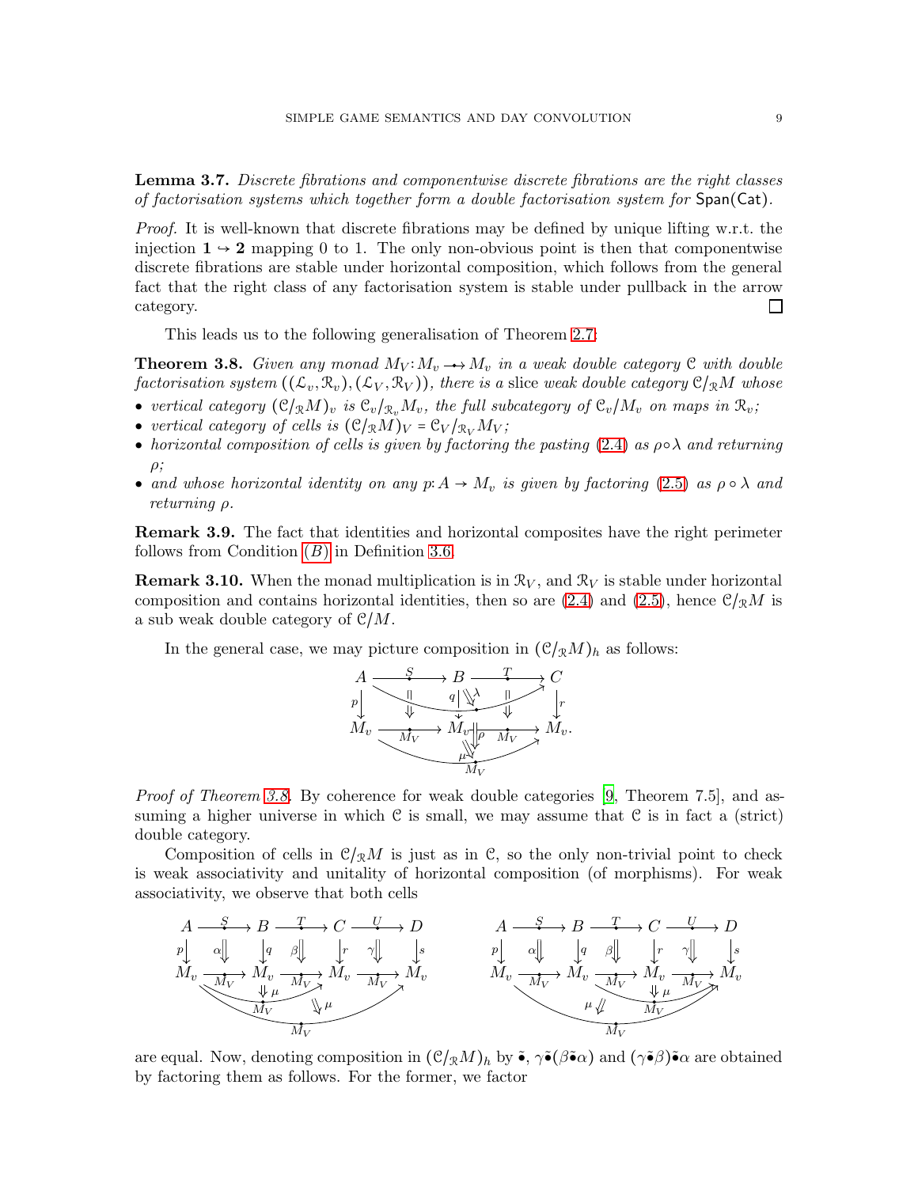**Lemma 3.7.** *Discrete fibrations and componentwise discrete fibrations are the right classes of factorisation systems which together form a double factorisation system for* $\mathsf{Span}(\mathsf{Cat})$.

*Proof.* It is well-known that discrete fibrations may be defined by unique lifting w.r.t. the injection $\mathbf{1} \hookrightarrow \mathbf{2}$ mapping 0 to 1. The only non-obvious point is then that componentwise discrete fibrations are stable under horizontal composition, which follows from the general fact that the right class of any factorisation system is stable under pullback in the arrow category. □

This leads us to the following generalisation of Theorem 2.7:

**Theorem 3.8.** *Given any monad* $M_V : M_v \nrightarrow M_v$ *in a weak double category* $\mathcal{C}$ *with double factorisation system* $((\mathcal{L}_v, \mathcal{R}_v), (\mathcal{L}_V, \mathcal{R}_V))$, *there is a* slice *weak double category* $\mathcal{C}/_{\mathcal{R}}M$ *whose*

- *vertical category* $(\mathcal{C}/_{\mathcal{R}}M)_v$ *is* $\mathcal{C}_v/_{\mathcal{R}_v}M_v$, *the full subcategory of* $\mathcal{C}_v/M_v$ *on maps in* $\mathcal{R}_v$;
- *vertical category of cells is* $(\mathcal{C}/_{\mathcal{R}}M)_V = \mathcal{C}_V/_{\mathcal{R}_V}M_V$;
- *horizontal composition of cells is given by factoring the pasting* (2.4) *as* $\rho \circ \lambda$ *and returning* $\rho$;
- *and whose horizontal identity on any* $p : A \to M_v$ *is given by factoring* (2.5) *as* $\rho \circ \lambda$ *and returning* $\rho$.

**Remark 3.9.** The fact that identities and horizontal composites have the right perimeter follows from Condition (B) in Definition 3.6.

**Remark 3.10.** When the monad multiplication is in $\mathcal{R}_V$, and $\mathcal{R}_V$ is stable under horizontal composition and contains horizontal identities, then so are (2.4) and (2.5), hence $\mathcal{C}/_{\mathcal{R}}M$ is a sub weak double category of $\mathcal{C}/M$.

In the general case, we may picture composition in $(\mathcal{C}/_{\mathcal{R}}M)_h$ as follows:

$$
\begin{array}{ccccc}
A & \xrightarrow{S} & B & \xrightarrow{T} & C \\
{\scriptstyle p}\downarrow & \Downarrow & {\scriptstyle q}\downarrow \; \Downarrow\lambda & \Downarrow & \downarrow{\scriptstyle r} \\
M_v & \xrightarrow[M_V]{} & M_v \;\Downarrow\rho & \xrightarrow[M_V]{} & M_v. \\
 & & \Downarrow\mu \; M_V & &
\end{array}
$$

*Proof of Theorem 3.8.* By coherence for weak double categories [9, Theorem 7.5], and assuming a higher universe in which $\mathcal{C}$ is small, we may assume that $\mathcal{C}$ is in fact a (strict) double category.

Composition of cells in $\mathcal{C}/_{\mathcal{R}}M$ is just as in $\mathcal{C}$, so the only non-trivial point to check is weak associativity and unitality of horizontal composition (of morphisms). For weak associativity, we observe that both cells

$$
\begin{array}{ccccccc}
A & \xrightarrow{S} & B & \xrightarrow{T} & C & \xrightarrow{U} & D \\
{\scriptstyle p}\downarrow & \alpha\Downarrow & \downarrow{\scriptstyle q} & \beta\Downarrow & \downarrow{\scriptstyle r} & \gamma\Downarrow & \downarrow{\scriptstyle s} \\
M_v & \xrightarrow[M_V]{} & M_v & \xrightarrow[M_V]{} & M_v & \xrightarrow[M_V]{} & M_v
\end{array}
\quad\text{(with } \mu \text{ on } M_V \odot M_V \text{ first, then } \mu\text{)}
\qquad
\begin{array}{ccccccc}
A & \xrightarrow{S} & B & \xrightarrow{T} & C & \xrightarrow{U} & D \\
{\scriptstyle p}\downarrow & \alpha\Downarrow & \downarrow{\scriptstyle q} & \beta\Downarrow & \downarrow{\scriptstyle r} & \gamma\Downarrow & \downarrow{\scriptstyle s} \\
M_v & \xrightarrow[M_V]{} & M_v & \xrightarrow[M_V]{} & M_v & \xrightarrow[M_V]{} & M_v
\end{array}
\quad\text{(with } \mu \text{ on the last two } M_V \text{ first, then } \mu\text{)}
$$

are equal. Now, denoting composition in $(\mathcal{C}/_{\mathcal{R}}M)_h$ by $\tilde{\bullet}$, $\gamma\tilde{\bullet}(\beta\tilde{\bullet}\alpha)$ and $(\gamma\tilde{\bullet}\beta)\tilde{\bullet}\alpha$ are obtained by factoring them as follows. For the former, we factor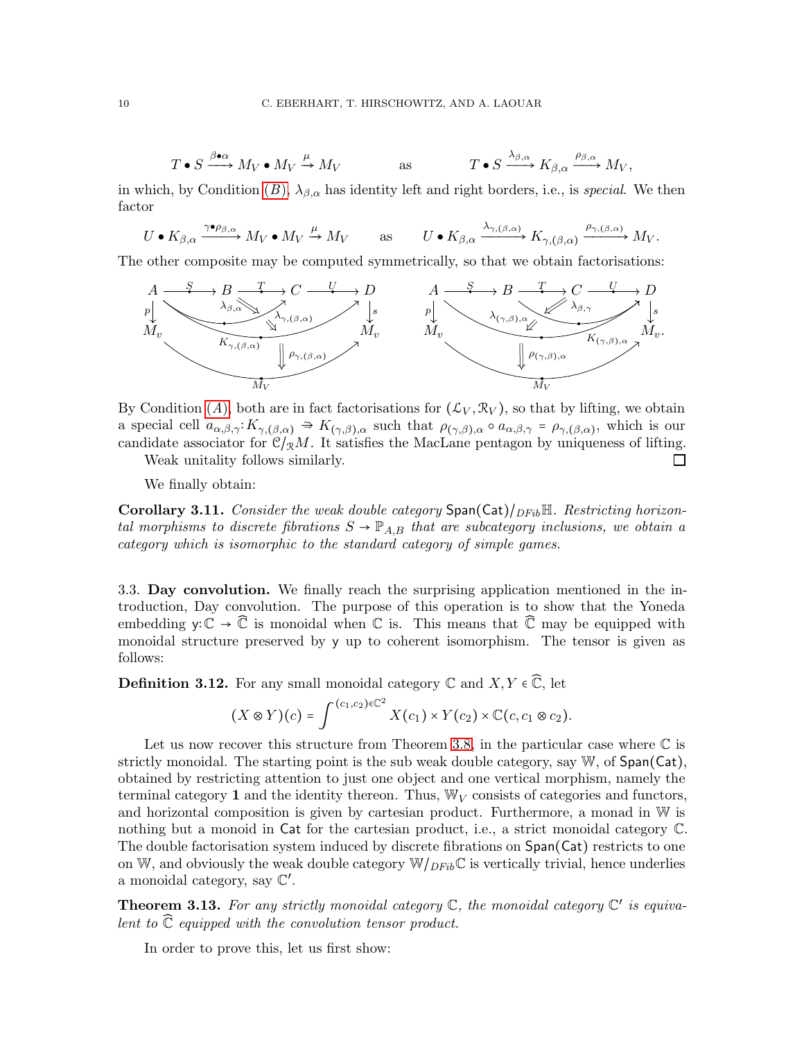$$T \bullet S \xrightarrow{\beta \bullet \alpha} M_V \bullet M_V \xrightarrow{\mu} M_V \qquad \text{as} \qquad T \bullet S \xrightarrow{\lambda_{\beta,\alpha}} K_{\beta,\alpha} \xrightarrow{\rho_{\beta,\alpha}} M_V,$$

in which, by Condition (B), $\lambda_{\beta,\alpha}$ has identity left and right borders, i.e., is *special*. We then factor

$$U \bullet K_{\beta,\alpha} \xrightarrow{\gamma \bullet \rho_{\beta,\alpha}} M_V \bullet M_V \xrightarrow{\mu} M_V \qquad \text{as} \qquad U \bullet K_{\beta,\alpha} \xrightarrow{\lambda_{\gamma,(\beta,\alpha)}} K_{\gamma,(\beta,\alpha)} \xrightarrow{\rho_{\gamma,(\beta,\alpha)}} M_V.$$

The other composite may be computed symmetrically, so that we obtain factorisations:

$$\begin{array}{cc}
\text{(diagram: } A \xrightarrow{S} B \xrightarrow{T} C \xrightarrow{U} D,\ p: A \to M_v,\ s: D \to M_v,\ \lambda_{\beta,\alpha},\ \lambda_{\gamma,(\beta,\alpha)},\ K_{\gamma,(\beta,\alpha)},\ \rho_{\gamma,(\beta,\alpha)},\ M_V) &
\text{(diagram: } A \xrightarrow{S} B \xrightarrow{T} C \xrightarrow{U} D,\ p: A \to M_v,\ s: D \to M_v,\ \lambda_{\beta,\gamma},\ \lambda_{(\gamma,\beta),\alpha},\ K_{(\gamma,\beta),\alpha},\ \rho_{(\gamma,\beta),\alpha},\ M_V).
\end{array}$$

By Condition (A), both are in fact factorisations for $(\mathcal{L}_V, \mathcal{R}_V)$, so that by lifting, we obtain a special cell $a_{\alpha,\beta,\gamma} : K_{\gamma,(\beta,\alpha)} \Rightarrow K_{(\gamma,\beta),\alpha}$ such that $\rho_{(\gamma,\beta),\alpha} \circ a_{\alpha,\beta,\gamma} = \rho_{\gamma,(\beta,\alpha)}$, which is our candidate associator for $\mathcal{C}/_{\mathcal{R}}M$. It satisfies the MacLane pentagon by uniqueness of lifting.

Weak unitality follows similarly. □

We finally obtain:

**Corollary 3.11.** *Consider the weak double category $\mathsf{Span}(\mathsf{Cat})/_{DFib}\mathbb{H}$. Restricting horizontal morphisms to discrete fibrations $S \to \mathbb{P}_{A,B}$ that are subcategory inclusions, we obtain a category which is isomorphic to the standard category of simple games.*

### 3.3. Day convolution.

We finally reach the surprising application mentioned in the introduction, Day convolution. The purpose of this operation is to show that the Yoneda embedding $\mathsf{y} : \mathbb{C} \to \widehat{\mathbb{C}}$ is monoidal when $\mathbb{C}$ is. This means that $\widehat{\mathbb{C}}$ may be equipped with monoidal structure preserved by $\mathsf{y}$ up to coherent isomorphism. The tensor is given as follows:

**Definition 3.12.** For any small monoidal category $\mathbb{C}$ and $X, Y \in \widehat{\mathbb{C}}$, let

$$(X \otimes Y)(c) = \int^{(c_1,c_2) \in \mathbb{C}^2} X(c_1) \times Y(c_2) \times \mathbb{C}(c, c_1 \otimes c_2).$$

Let us now recover this structure from Theorem 3.8, in the particular case where $\mathbb{C}$ is strictly monoidal. The starting point is the sub weak double category, say $\mathbb{W}$, of $\mathsf{Span}(\mathsf{Cat})$, obtained by restricting attention to just one object and one vertical morphism, namely the terminal category $\mathbf{1}$ and the identity thereon. Thus, $\mathbb{W}_V$ consists of categories and functors, and horizontal composition is given by cartesian product. Furthermore, a monad in $\mathbb{W}$ is nothing but a monoid in $\mathsf{Cat}$ for the cartesian product, i.e., a strict monoidal category $\mathbb{C}$. The double factorisation system induced by discrete fibrations on $\mathsf{Span}(\mathsf{Cat})$ restricts to one on $\mathbb{W}$, and obviously the weak double category $\mathbb{W}/_{DFib}\mathbb{C}$ is vertically trivial, hence underlies a monoidal category, say $\mathbb{C}'$.

**Theorem 3.13.** *For any strictly monoidal category $\mathbb{C}$, the monoidal category $\mathbb{C}'$ is equivalent to $\widehat{\mathbb{C}}$ equipped with the convolution tensor product.*

In order to prove this, let us first show: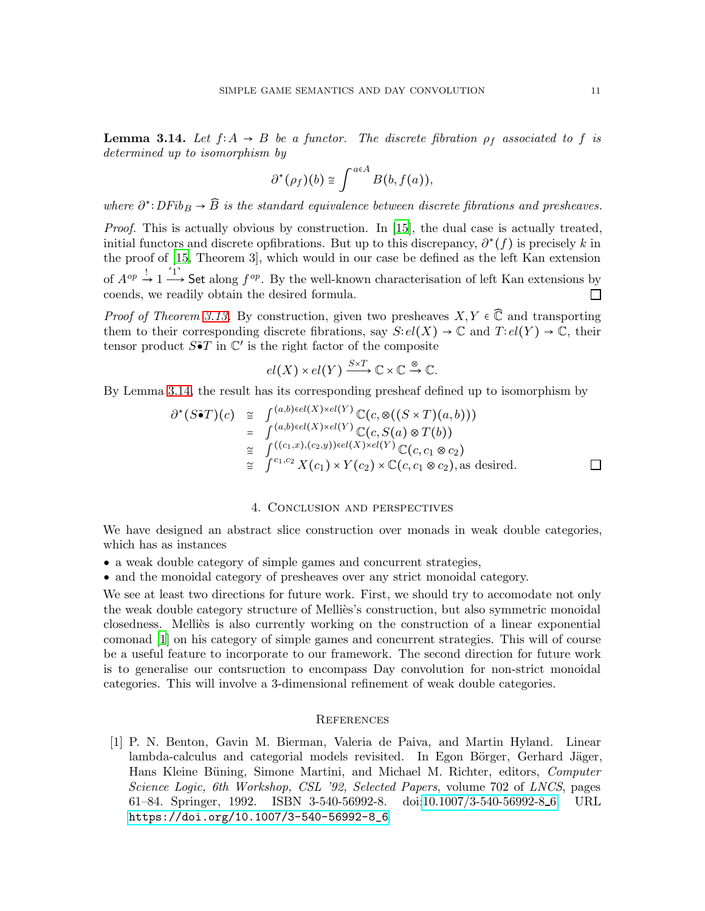**Lemma 3.14.** *Let $f: A \to B$ be a functor. The discrete fibration $\rho_f$ associated to $f$ is determined up to isomorphism by*

$$\partial^\star(\rho_f)(b) \cong \int^{a \in A} B(b, f(a)),$$

*where $\partial^\star: DFib_B \to \widehat{B}$ is the standard equivalence between discrete fibrations and presheaves.*

*Proof.* This is actually obvious by construction. In [15], the dual case is actually treated, initial functors and discrete opfibrations. But up to this discrepancy, $\partial^\star(f)$ is precisely $k$ in the proof of [15, Theorem 3], which would in our case be defined as the left Kan extension of $A^{op} \xrightarrow{!} 1 \xrightarrow{\ulcorner 1 \urcorner} \mathsf{Set}$ along $f^{op}$. By the well-known characterisation of left Kan extensions by coends, we readily obtain the desired formula. □

*Proof of Theorem 3.13.* By construction, given two presheaves $X, Y \in \widehat{\mathbb{C}}$ and transporting them to their corresponding discrete fibrations, say $S: el(X) \to \mathbb{C}$ and $T: el(Y) \to \mathbb{C}$, their tensor product $S \check{\bullet} T$ in $\mathbb{C}'$ is the right factor of the composite

$$el(X) \times el(Y) \xrightarrow{S \times T} \mathbb{C} \times \mathbb{C} \xrightarrow{\otimes} \mathbb{C}.$$

By Lemma 3.14, the result has its corresponding presheaf defined up to isomorphism by

$$\begin{array}{rcl} \partial^\star(S \check{\bullet} T)(c) & \cong & \int^{(a,b) \in el(X) \times el(Y)} \mathbb{C}(c, \otimes((S \times T)(a,b))) \\ & = & \int^{(a,b) \in el(X) \times el(Y)} \mathbb{C}(c, S(a) \otimes T(b)) \\ & \cong & \int^{((c_1,x),(c_2,y)) \in el(X) \times el(Y)} \mathbb{C}(c, c_1 \otimes c_2) \\ & \cong & \int^{c_1,c_2} X(c_1) \times Y(c_2) \times \mathbb{C}(c, c_1 \otimes c_2), \text{as desired.} \end{array}$$

□

## 4. Conclusion and perspectives

We have designed an abstract slice construction over monads in weak double categories, which has as instances

- a weak double category of simple games and concurrent strategies,
- and the monoidal category of presheaves over any strict monoidal category.

We see at least two directions for future work. First, we should try to accomodate not only the weak double category structure of Melliès's construction, but also symmetric monoidal closedness. Melliès is also currently working on the construction of a linear exponential comonad [1] on his category of simple games and concurrent strategies. This will of course be a useful feature to incorporate to our framework. The second direction for future work is to generalise our contsruction to encompass Day convolution for non-strict monoidal categories. This will involve a 3-dimensional refinement of weak double categories.

## References

[1] P. N. Benton, Gavin M. Bierman, Valeria de Paiva, and Martin Hyland. Linear lambda-calculus and categorial models revisited. In Egon Börger, Gerhard Jäger, Hans Kleine Büning, Simone Martini, and Michael M. Richter, editors, *Computer Science Logic, 6th Workshop, CSL '92, Selected Papers*, volume 702 of *LNCS*, pages 61–84. Springer, 1992. ISBN 3-540-56992-8. doi:10.1007/3-540-56992-8_6. URL https://doi.org/10.1007/3-540-56992-8_6.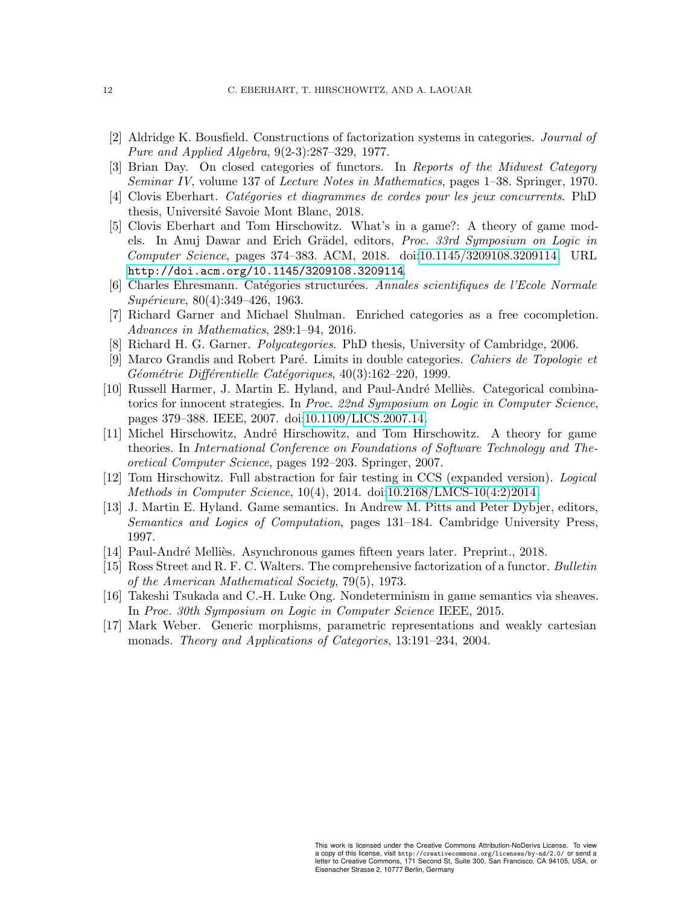[2] Aldridge K. Bousfield. Constructions of factorization systems in categories. *Journal of Pure and Applied Algebra*, 9(2-3):287–329, 1977.

[3] Brian Day. On closed categories of functors. In *Reports of the Midwest Category Seminar IV*, volume 137 of *Lecture Notes in Mathematics*, pages 1–38. Springer, 1970.

[4] Clovis Eberhart. *Catégories et diagrammes de cordes pour les jeux concurrents*. PhD thesis, Université Savoie Mont Blanc, 2018.

[5] Clovis Eberhart and Tom Hirschowitz. What's in a game?: A theory of game models. In Anuj Dawar and Erich Grädel, editors, *Proc. 33rd Symposium on Logic in Computer Science*, pages 374–383. ACM, 2018. doi:10.1145/3209108.3209114. URL `http://doi.acm.org/10.1145/3209108.3209114`.

[6] Charles Ehresmann. Catégories structurées. *Annales scientifiques de l'Ecole Normale Supérieure*, 80(4):349–426, 1963.

[7] Richard Garner and Michael Shulman. Enriched categories as a free cocompletion. *Advances in Mathematics*, 289:1–94, 2016.

[8] Richard H. G. Garner. *Polycategories*. PhD thesis, University of Cambridge, 2006.

[9] Marco Grandis and Robert Paré. Limits in double categories. *Cahiers de Topologie et Géométrie Différentielle Catégoriques*, 40(3):162–220, 1999.

[10] Russell Harmer, J. Martin E. Hyland, and Paul-André Melliès. Categorical combinatorics for innocent strategies. In *Proc. 22nd Symposium on Logic in Computer Science*, pages 379–388. IEEE, 2007. doi:10.1109/LICS.2007.14.

[11] Michel Hirschowitz, André Hirschowitz, and Tom Hirschowitz. A theory for game theories. In *International Conference on Foundations of Software Technology and Theoretical Computer Science*, pages 192–203. Springer, 2007.

[12] Tom Hirschowitz. Full abstraction for fair testing in CCS (expanded version). *Logical Methods in Computer Science*, 10(4), 2014. doi:10.2168/LMCS-10(4:2)2014.

[13] J. Martin E. Hyland. Game semantics. In Andrew M. Pitts and Peter Dybjer, editors, *Semantics and Logics of Computation*, pages 131–184. Cambridge University Press, 1997.

[14] Paul-André Melliès. Asynchronous games fifteen years later. Preprint., 2018.

[15] Ross Street and R. F. C. Walters. The comprehensive factorization of a functor. *Bulletin of the American Mathematical Society*, 79(5), 1973.

[16] Takeshi Tsukada and C.-H. Luke Ong. Nondeterminism in game semantics via sheaves. In *Proc. 30th Symposium on Logic in Computer Science* IEEE, 2015.

[17] Mark Weber. Generic morphisms, parametric representations and weakly cartesian monads. *Theory and Applications of Categories*, 13:191–234, 2004.

This work is licensed under the Creative Commons Attribution-NoDerivs License. To view a copy of this license, visit `http://creativecommons.org/licenses/by-nd/2.0/` or send a letter to Creative Commons, 171 Second St, Suite 300, San Francisco, CA 94105, USA, or Eisenacher Strasse 2, 10777 Berlin, Germany